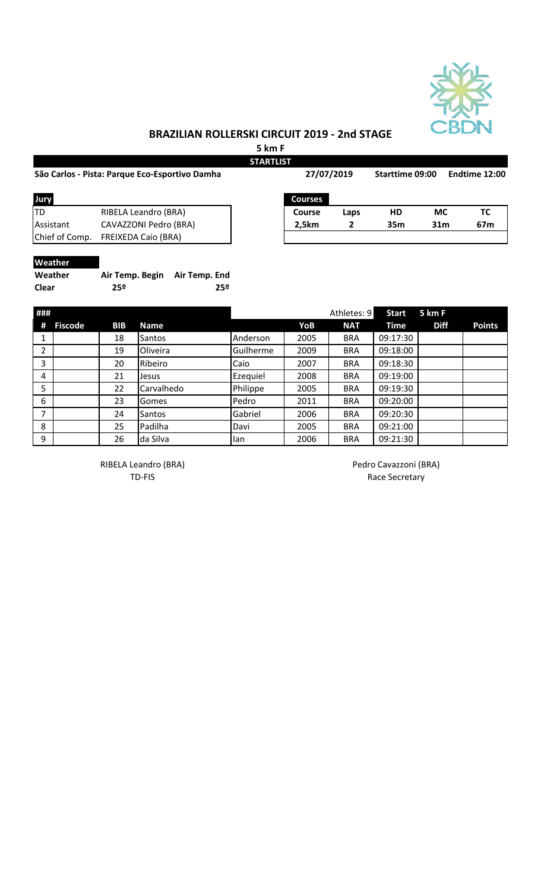## BRAZILIAN ROLLERSKI CIRCUIT 2019 - 2nd STAGE

**5 km F**

**STARTLIST**

**São Carlos - Pista: Parque Eco-Esportivo Damha** | **27/07/2019** | **Starttime 09:00** | **Endtime 12:00**

| Jury | |
|---|---|
| TD | RIBELA Leandro (BRA) |
| Assistant | CAVAZZONI Pedro (BRA) |
| Chief of Comp. | FREIXEDA Caio (BRA) |

| Courses | | | | |
|---|---|---|---|---|
| **Course** | **Laps** | **HD** | **MC** | **TC** |
| **2,5km** | **2** | **35m** | **31m** | **67m** |

**Weather**

| Weather | Air Temp. Begin | Air Temp. End |
|---|---|---|
| Clear | 25º | 25º |

| # | Fiscode | BIB | Name | | YoB | NAT | Start Time | 5 km F Diff | Points |
|---|---|---|---|---|---|---|---|---|---|
| 1 | | 18 | Santos | Anderson | 2005 | BRA | 09:17:30 | | |
| 2 | | 19 | Oliveira | Guilherme | 2009 | BRA | 09:18:00 | | |
| 3 | | 20 | Ribeiro | Caio | 2007 | BRA | 09:18:30 | | |
| 4 | | 21 | Jesus | Ezequiel | 2008 | BRA | 09:19:00 | | |
| 5 | | 22 | Carvalhedo | Philippe | 2005 | BRA | 09:19:30 | | |
| 6 | | 23 | Gomes | Pedro | 2011 | BRA | 09:20:00 | | |
| 7 | | 24 | Santos | Gabriel | 2006 | BRA | 09:20:30 | | |
| 8 | | 25 | Padilha | Davi | 2005 | BRA | 09:21:00 | | |
| 9 | | 26 | da Silva | Ian | 2006 | BRA | 09:21:30 | | |

Athletes: 9

RIBELA Leandro (BRA)
TD-FIS

Pedro Cavazzoni (BRA)
Race Secretary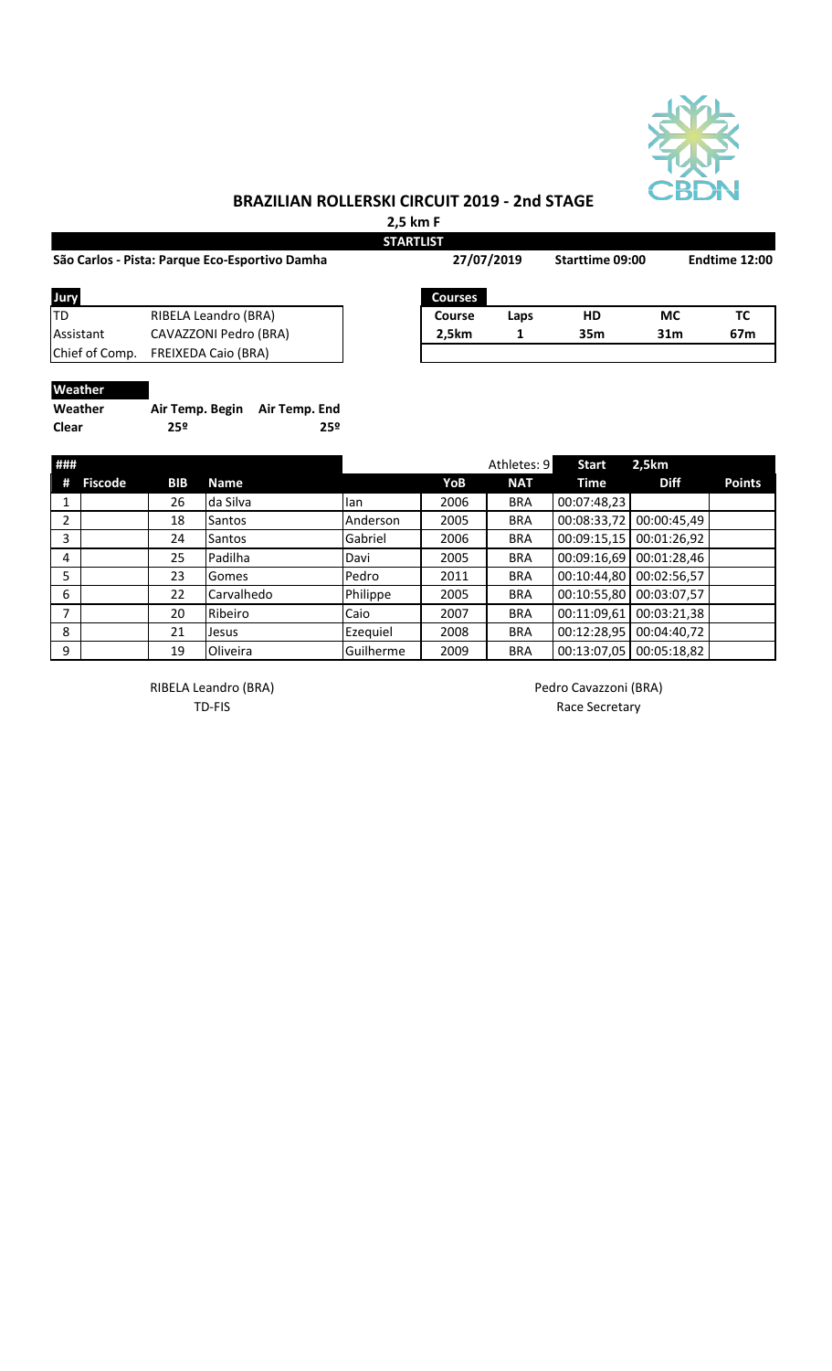## BRAZILIAN ROLLERSKI CIRCUIT 2019 - 2nd STAGE

**2,5 km F**

**STARTLIST**

**São Carlos - Pista: Parque Eco-Esportivo Damha** | **27/07/2019** | **Starttime 09:00** | **Endtime 12:00**

| **Jury** | |
|---|---|
| TD | RIBELA Leandro (BRA) |
| Assistant | CAVAZZONI Pedro (BRA) |
| Chief of Comp. | FREIXEDA Caio (BRA) |

| **Courses** | | | | |
|---|---|---|---|---|
| **Course** | **Laps** | **HD** | **MC** | **TC** |
| **2,5km** | **1** | **35m** | **31m** | **67m** |

**Weather**

| **Weather** | **Air Temp. Begin** | **Air Temp. End** |
|---|---|---|
| **Clear** | **25º** | **25º** |

| ### | | | | | | Athletes: 9 | Start | 2,5km | |
|---|---|---|---|---|---|---|---|---|---|
| **#** | **Fiscode** | **BIB** | **Name** | | **YoB** | **NAT** | **Time** | **Diff** | **Points** |
| 1 | | 26 | da Silva | Ian | 2006 | BRA | 00:07:48,23 | | |
| 2 | | 18 | Santos | Anderson | 2005 | BRA | 00:08:33,72 | 00:00:45,49 | |
| 3 | | 24 | Santos | Gabriel | 2006 | BRA | 00:09:15,15 | 00:01:26,92 | |
| 4 | | 25 | Padilha | Davi | 2005 | BRA | 00:09:16,69 | 00:01:28,46 | |
| 5 | | 23 | Gomes | Pedro | 2011 | BRA | 00:10:44,80 | 00:02:56,57 | |
| 6 | | 22 | Carvalhedo | Philippe | 2005 | BRA | 00:10:55,80 | 00:03:07,57 | |
| 7 | | 20 | Ribeiro | Caio | 2007 | BRA | 00:11:09,61 | 00:03:21,38 | |
| 8 | | 21 | Jesus | Ezequiel | 2008 | BRA | 00:12:28,95 | 00:04:40,72 | |
| 9 | | 19 | Oliveira | Guilherme | 2009 | BRA | 00:13:07,05 | 00:05:18,82 | |

RIBELA Leandro (BRA)
TD-FIS

Pedro Cavazzoni (BRA)
Race Secretary